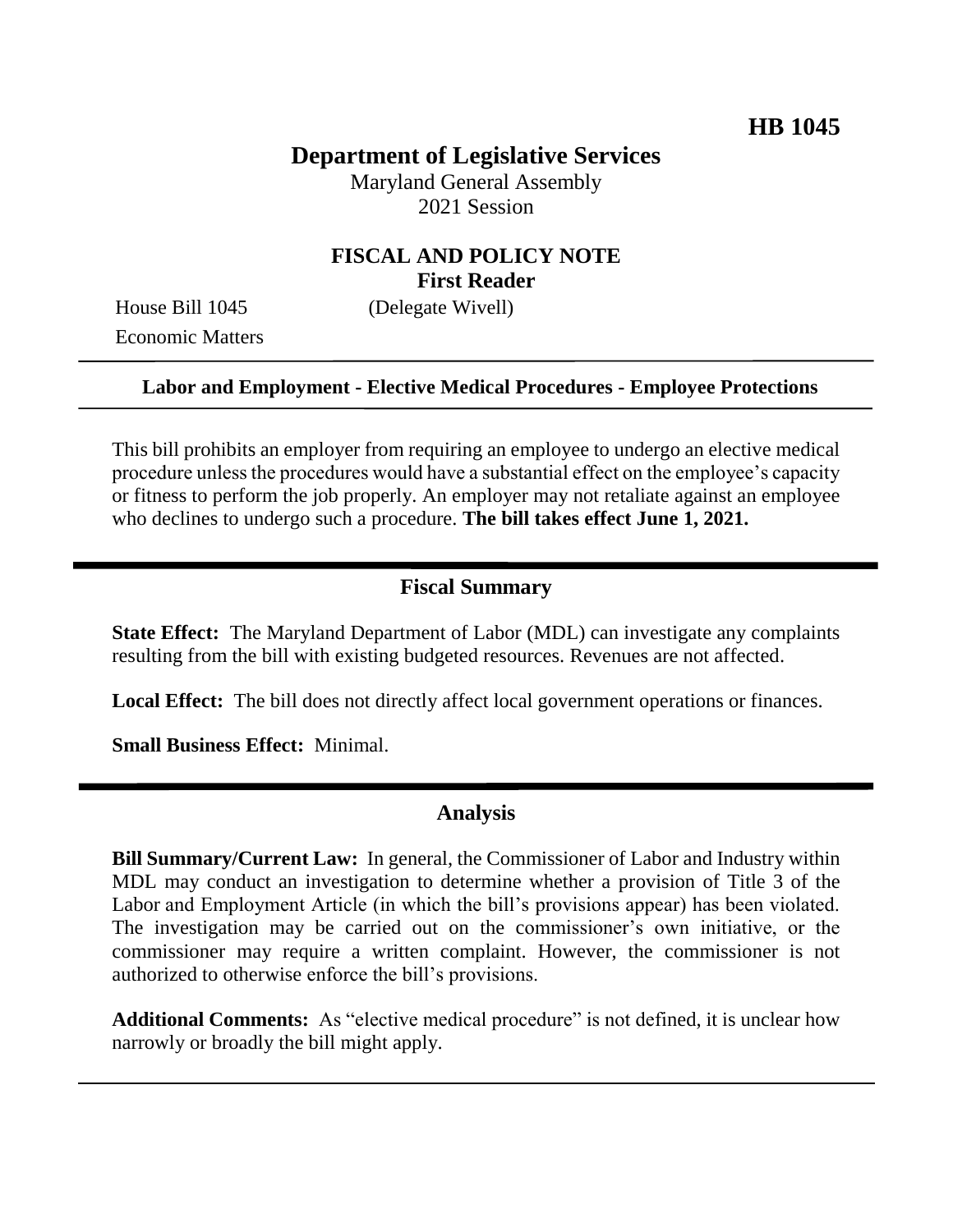**HB 1045**

# Department of Legislative Services

Maryland General Assembly
2021 Session

## FISCAL AND POLICY NOTE
**First Reader**

House Bill 1045 (Delegate Wivell)
Economic Matters

**Labor and Employment - Elective Medical Procedures - Employee Protections**

This bill prohibits an employer from requiring an employee to undergo an elective medical procedure unless the procedures would have a substantial effect on the employee's capacity or fitness to perform the job properly. An employer may not retaliate against an employee who declines to undergo such a procedure. **The bill takes effect June 1, 2021.**

## Fiscal Summary

**State Effect:** The Maryland Department of Labor (MDL) can investigate any complaints resulting from the bill with existing budgeted resources. Revenues are not affected.

**Local Effect:** The bill does not directly affect local government operations or finances.

**Small Business Effect:** Minimal.

## Analysis

**Bill Summary/Current Law:** In general, the Commissioner of Labor and Industry within MDL may conduct an investigation to determine whether a provision of Title 3 of the Labor and Employment Article (in which the bill's provisions appear) has been violated. The investigation may be carried out on the commissioner's own initiative, or the commissioner may require a written complaint. However, the commissioner is not authorized to otherwise enforce the bill's provisions.

**Additional Comments:** As "elective medical procedure" is not defined, it is unclear how narrowly or broadly the bill might apply.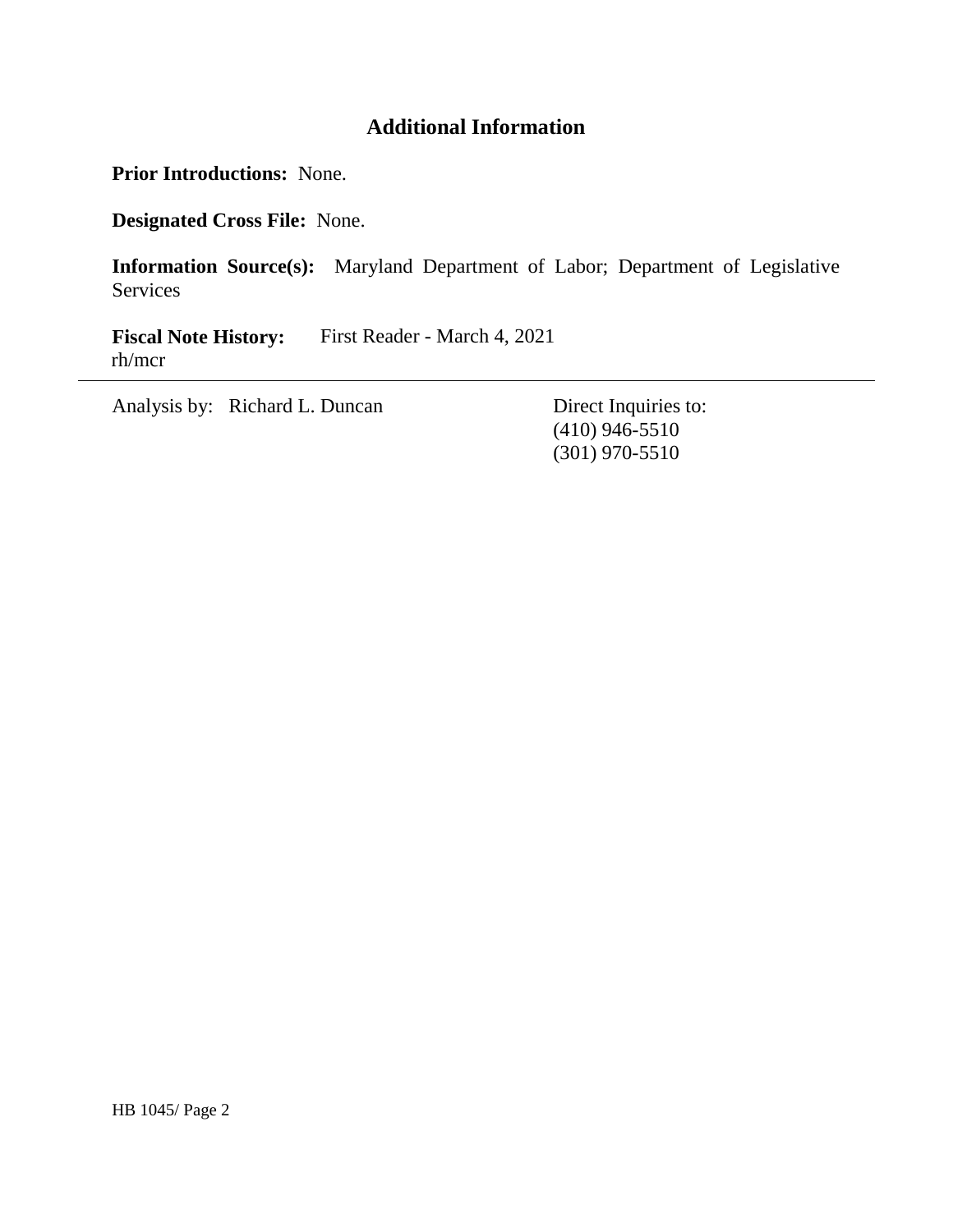## Additional Information

**Prior Introductions:** None.

**Designated Cross File:** None.

**Information Source(s):** Maryland Department of Labor; Department of Legislative Services

**Fiscal Note History:** First Reader - March 4, 2021
rh/mcr

---

Analysis by: Richard L. Duncan

Direct Inquiries to:
(410) 946-5510
(301) 970-5510